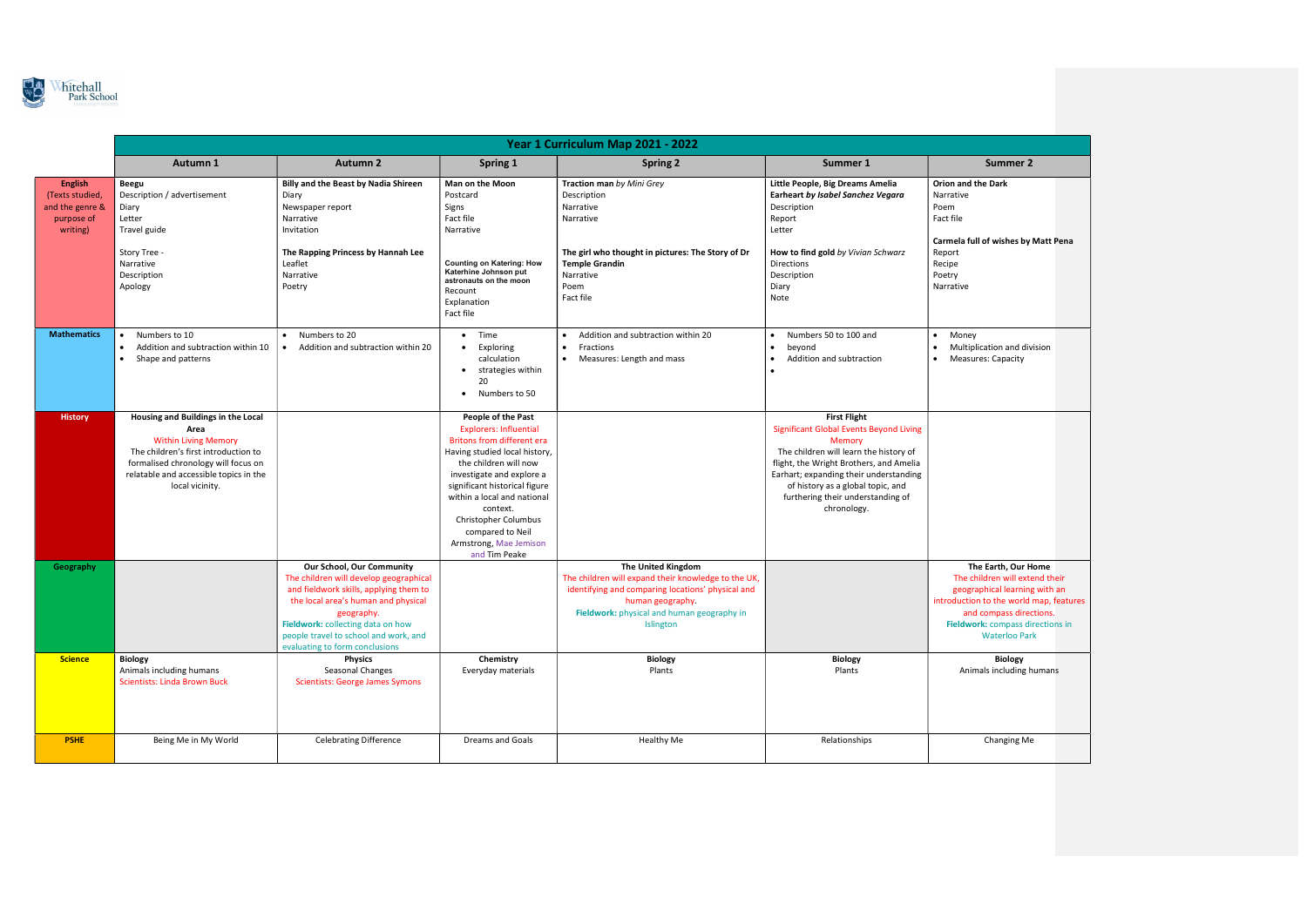Whitehall Park School

# Year 1 Curriculum Map 2021 - 2022

| | Autumn 1 | Autumn 2 | Spring 1 | Spring 2 | Summer 1 | Summer 2 |
|---|---|---|---|---|---|---|
| **English** (Texts studied, and the genre & purpose of writing) | **Beegu**<br>Description / advertisement<br>Diary<br>Letter<br>Travel guide<br><br>Story Tree -<br>Narrative<br>Description<br>Apology | **Billy and the Beast by Nadia Shireen**<br>Diary<br>Newspaper report<br>Narrative<br>Invitation<br><br>**The Rapping Princess by Hannah Lee**<br>Leaflet<br>Narrative<br>Poetry | **Man on the Moon**<br>Postcard<br>Signs<br>Fact file<br>Narrative<br><br>**Counting on Katering: How Katerhine Johnson put astronauts on the moon**<br>Recount<br>Explanation<br>Fact file | **Traction man** *by Mini Grey*<br>Description<br>Narrative<br>Narrative<br><br>**The girl who thought in pictures: The Story of Dr Temple Grandin**<br>Narrative<br>Poem<br>Fact file | **Little People, Big Dreams Amelia Earheart** ***by Isabel Sanchez Vegara***<br>Description<br>Report<br>Letter<br><br>**How to find gold** *by Vivian Schwarz*<br>Directions<br>Description<br>Diary<br>Note | **Orion and the Dark**<br>Narrative<br>Poem<br>Fact file<br><br>**Carmela full of wishes by Matt Pena**<br>Report<br>Recipe<br>Poetry<br>Narrative |
| **Mathematics** | • Numbers to 10<br>• Addition and subtraction within 10<br>• Shape and patterns | • Numbers to 20<br>• Addition and subtraction within 20 | • Time<br>• Exploring calculation<br>• strategies within 20<br>• Numbers to 50 | • Addition and subtraction within 20<br>• Fractions<br>• Measures: Length and mass | • Numbers 50 to 100 and<br>• beyond<br>• Addition and subtraction<br>• | • Money<br>• Multiplication and division<br>• Measures: Capacity |
| **History** | **Housing and Buildings in the Local Area**<br>Within Living Memory<br>The children's first introduction to formalised chronology will focus on relatable and accessible topics in the local vicinity. | | **People of the Past**<br>Explorers: Influential Britons from different era<br>Having studied local history, the children will now investigate and explore a significant historical figure within a local and national context.<br>Christopher Columbus compared to Neil Armstrong, Mae Jemison and Tim Peake | | **First Flight**<br>Significant Global Events Beyond Living Memory<br>The children will learn the history of flight, the Wright Brothers, and Amelia Earhart; expanding their understanding of history as a global topic, and furthering their understanding of chronology. | |
| **Geography** | | **Our School, Our Community**<br>The children will develop geographical and fieldwork skills, applying them to the local area's human and physical geography.<br>**Fieldwork:** collecting data on how people travel to school and work, and evaluating to form conclusions | | **The United Kingdom**<br>The children will expand their knowledge to the UK, identifying and comparing locations' physical and human geography.<br>**Fieldwork:** physical and human geography in Islington | | **The Earth, Our Home**<br>The children will extend their geographical learning with an introduction to the world map, features and compass directions.<br>**Fieldwork:** compass directions in Waterloo Park |
| **Science** | **Biology**<br>Animals including humans<br>Scientists: Linda Brown Buck | **Physics**<br>Seasonal Changes<br>Scientists: George James Symons | **Chemistry**<br>Everyday materials | **Biology**<br>Plants | **Biology**<br>Plants | **Biology**<br>Animals including humans |
| **PSHE** | Being Me in My World | Celebrating Difference | Dreams and Goals | Healthy Me | Relationships | Changing Me |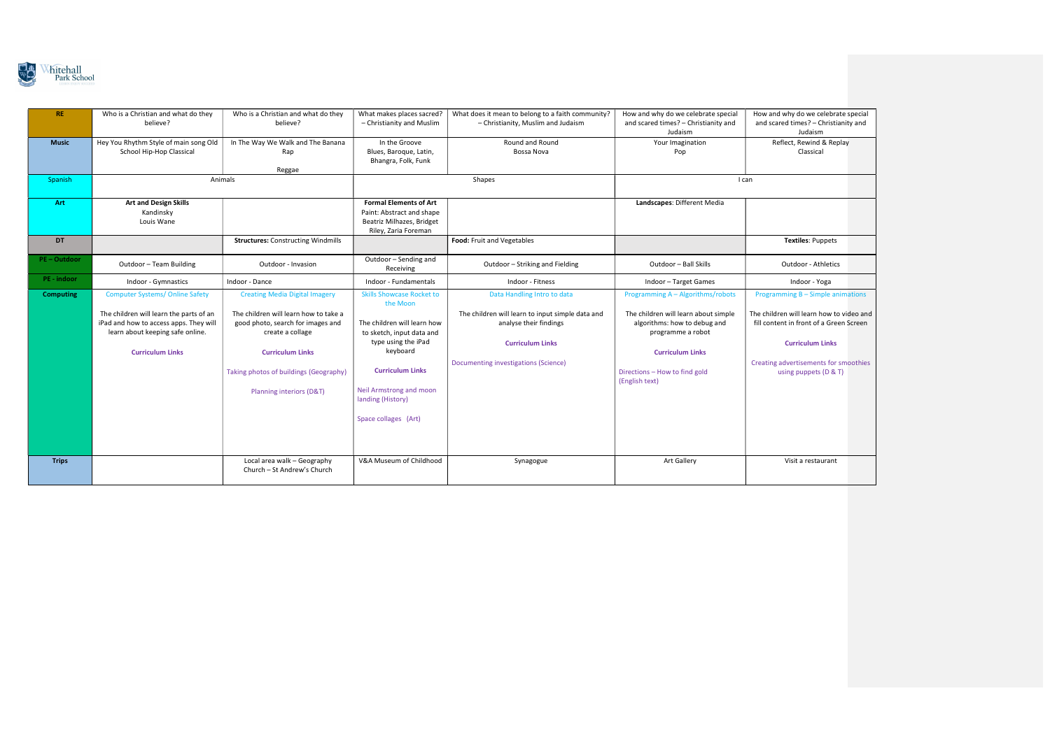| | | | | | | |
|---|---|---|---|---|---|---|
| **RE** | Who is a Christian and what do they believe? | Who is a Christian and what do they believe? | What makes places sacred? – Christianity and Muslim | What does it mean to belong to a faith community? – Christianity, Muslim and Judaism | How and why do we celebrate special and scared times? – Christianity and Judaism | How and why do we celebrate special and scared times? – Christianity and Judaism |
| **Music** | Hey You Rhythm Style of main song Old School Hip-Hop Classical | In The Way We Walk and The Banana Rap<br><br>Reggae | In The Groove<br>Blues, Baroque, Latin, Bhangra, Folk, Funk | Round and Round<br>Bossa Nova | Your Imagination<br>Pop | Reflect, Rewind & Replay<br>Classical |
| Spanish | Animals | | Shapes | | I can | |
| **Art** | **Art and Design Skills**<br>Kandinsky<br>Louis Wane | | **Formal Elements of Art**<br>Paint: Abstract and shape<br>Beatriz Milhazes, Bridget Riley, Zaria Foreman | | **Landscapes**: Different Media | |
| **DT** | | **Structures:** Constructing Windmills | | **Food:** Fruit and Vegetables | | **Textiles**: Puppets |
| **PE – Outdoor** | Outdoor – Team Building | Outdoor - Invasion | Outdoor – Sending and Receiving | Outdoor – Striking and Fielding | Outdoor – Ball Skills | Outdoor - Athletics |
| **PE - indoor** | Indoor - Gymnastics | Indoor - Dance | Indoor - Fundamentals | Indoor - Fitness | Indoor – Target Games | Indoor - Yoga |
| **Computing** | Computer Systems/ Online Safety<br><br>The children will learn the parts of an iPad and how to access apps. They will learn about keeping safe online.<br><br>**Curriculum Links** | Creating Media Digital Imagery<br><br>The children will learn how to take a good photo, search for images and create a collage<br><br>**Curriculum Links**<br><br>Taking photos of buildings (Geography)<br><br>Planning interiors (D&T) | Skills Showcase Rocket to the Moon<br><br>The children will learn how to sketch, input data and type using the iPad keyboard<br><br>**Curriculum Links**<br><br>Neil Armstrong and moon landing (History)<br><br>Space collages (Art) | Data Handling Intro to data<br><br>The children will learn to input simple data and analyse their findings<br><br>**Curriculum Links**<br><br>Documenting investigations (Science) | Programming A – Algorithms/robots<br><br>The children will learn about simple algorithms: how to debug and programme a robot<br><br>**Curriculum Links**<br><br>Directions – How to find gold (English text) | Programming B – Simple animations<br><br>The children will learn how to video and fill content in front of a Green Screen<br><br>**Curriculum Links**<br><br>Creating advertisements for smoothies using puppets (D & T) |
| **Trips** | | Local area walk – Geography<br>Church – St Andrew's Church | V&A Museum of Childhood | Synagogue | Art Gallery | Visit a restaurant |